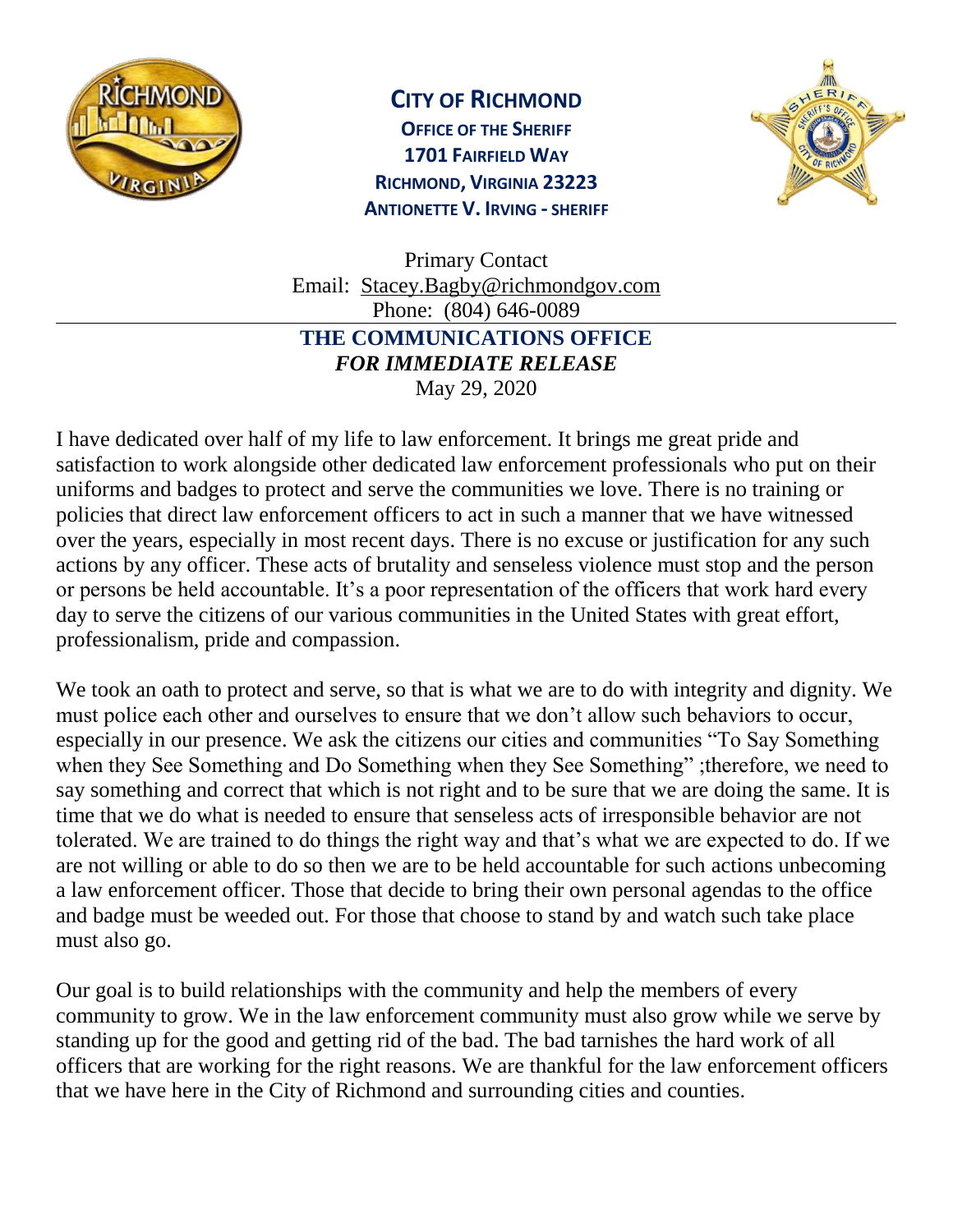**CITY OF RICHMOND**
**OFFICE OF THE SHERIFF**
**1701 FAIRFIELD WAY**
**RICHMOND, VIRGINIA 23223**
**ANTIONETTE V. IRVING - SHERIFF**

Primary Contact
Email: Stacey.Bagby@richmondgov.com
Phone: (804) 646-0089

**THE COMMUNICATIONS OFFICE**
***FOR IMMEDIATE RELEASE***
May 29, 2020

I have dedicated over half of my life to law enforcement. It brings me great pride and satisfaction to work alongside other dedicated law enforcement professionals who put on their uniforms and badges to protect and serve the communities we love. There is no training or policies that direct law enforcement officers to act in such a manner that we have witnessed over the years, especially in most recent days. There is no excuse or justification for any such actions by any officer. These acts of brutality and senseless violence must stop and the person or persons be held accountable. It's a poor representation of the officers that work hard every day to serve the citizens of our various communities in the United States with great effort, professionalism, pride and compassion.

We took an oath to protect and serve, so that is what we are to do with integrity and dignity. We must police each other and ourselves to ensure that we don't allow such behaviors to occur, especially in our presence. We ask the citizens our cities and communities "To Say Something when they See Something and Do Something when they See Something" ;therefore, we need to say something and correct that which is not right and to be sure that we are doing the same. It is time that we do what is needed to ensure that senseless acts of irresponsible behavior are not tolerated. We are trained to do things the right way and that's what we are expected to do. If we are not willing or able to do so then we are to be held accountable for such actions unbecoming a law enforcement officer. Those that decide to bring their own personal agendas to the office and badge must be weeded out. For those that choose to stand by and watch such take place must also go.

Our goal is to build relationships with the community and help the members of every community to grow. We in the law enforcement community must also grow while we serve by standing up for the good and getting rid of the bad. The bad tarnishes the hard work of all officers that are working for the right reasons. We are thankful for the law enforcement officers that we have here in the City of Richmond and surrounding cities and counties.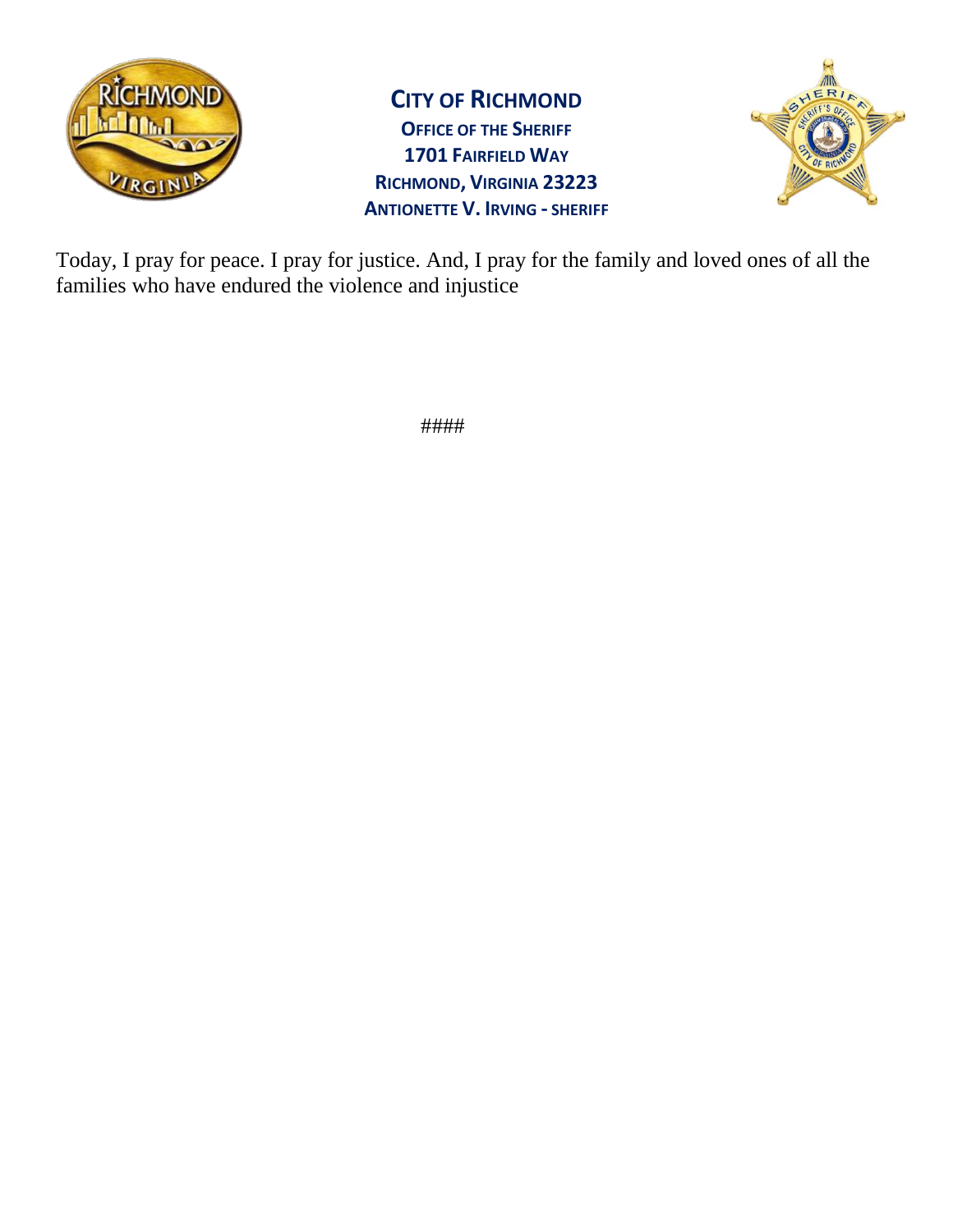**CITY OF RICHMOND**
**OFFICE OF THE SHERIFF**
**1701 FAIRFIELD WAY**
**RICHMOND, VIRGINIA 23223**
**ANTIONETTE V. IRVING - SHERIFF**

Today, I pray for peace. I pray for justice. And, I pray for the family and loved ones of all the families who have endured the violence and injustice

####